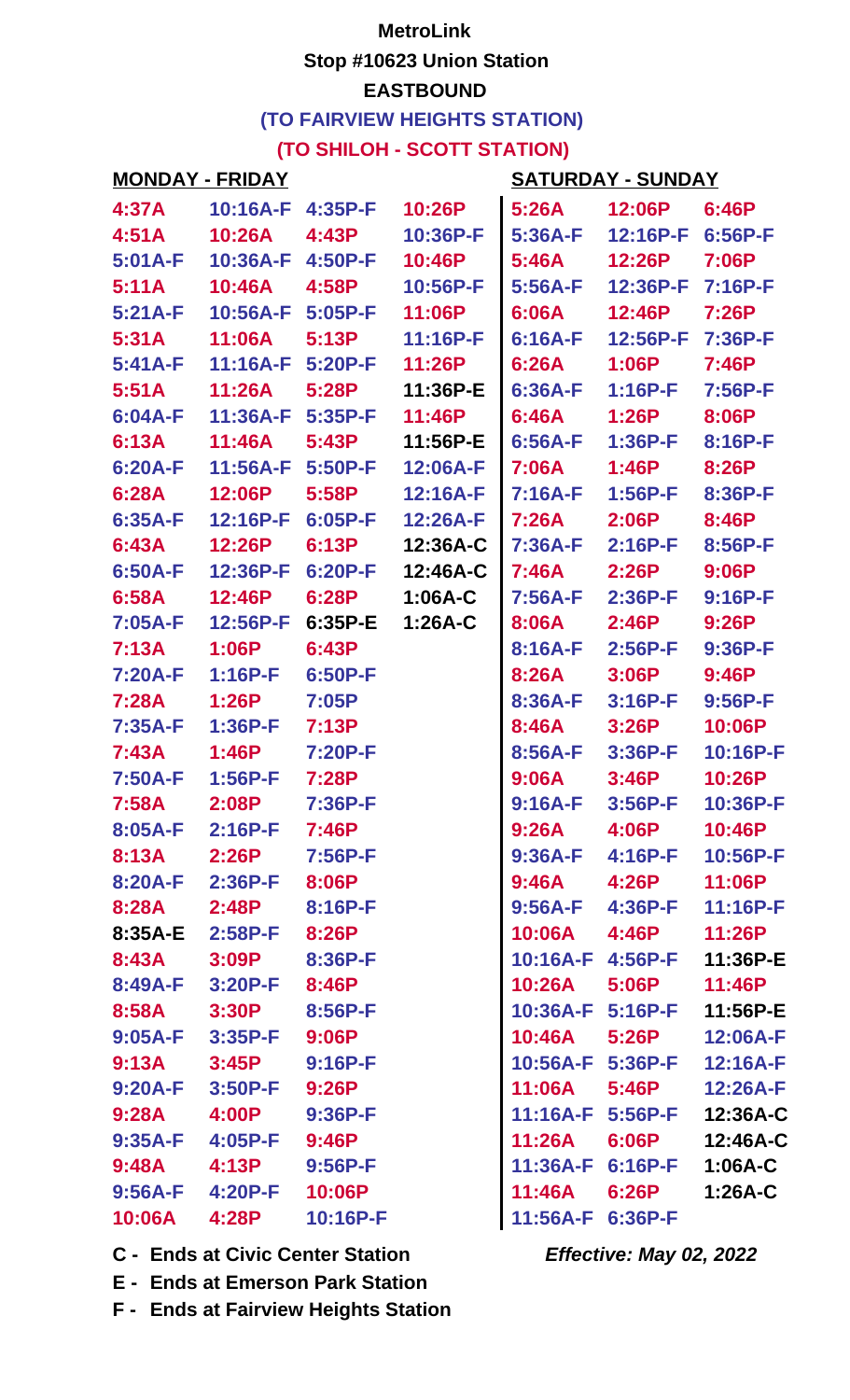**MetroLink**

**Stop #10623 Union Station**

**EASTBOUND**

**(TO FAIRVIEW HEIGHTS STATION)**

**(TO SHILOH - SCOTT STATION)**

**MONDAY - FRIDAY**

| | | | |
|---|---|---|---|
| 4:37A | 10:16A-F | 4:35P-F | 10:26P |
| 4:51A | 10:26A | 4:43P | 10:36P-F |
| 5:01A-F | 10:36A-F | 4:50P-F | 10:46P |
| 5:11A | 10:46A | 4:58P | 10:56P-F |
| 5:21A-F | 10:56A-F | 5:05P-F | 11:06P |
| 5:31A | 11:06A | 5:13P | 11:16P-F |
| 5:41A-F | 11:16A-F | 5:20P-F | 11:26P |
| 5:51A | 11:26A | 5:28P | 11:36P-E |
| 6:04A-F | 11:36A-F | 5:35P-F | 11:46P |
| 6:13A | 11:46A | 5:43P | 11:56P-E |
| 6:20A-F | 11:56A-F | 5:50P-F | 12:06A-F |
| 6:28A | 12:06P | 5:58P | 12:16A-F |
| 6:35A-F | 12:16P-F | 6:05P-F | 12:26A-F |
| 6:43A | 12:26P | 6:13P | 12:36A-C |
| 6:50A-F | 12:36P-F | 6:20P-F | 12:46A-C |
| 6:58A | 12:46P | 6:28P | 1:06A-C |
| 7:05A-F | 12:56P-F | 6:35P-E | 1:26A-C |
| 7:13A | 1:06P | 6:43P | |
| 7:20A-F | 1:16P-F | 6:50P-F | |
| 7:28A | 1:26P | 7:05P | |
| 7:35A-F | 1:36P-F | 7:13P | |
| 7:43A | 1:46P | 7:20P-F | |
| 7:50A-F | 1:56P-F | 7:28P | |
| 7:58A | 2:08P | 7:36P-F | |
| 8:05A-F | 2:16P-F | 7:46P | |
| 8:13A | 2:26P | 7:56P-F | |
| 8:20A-F | 2:36P-F | 8:06P | |
| 8:28A | 2:48P | 8:16P-F | |
| 8:35A-E | 2:58P-F | 8:26P | |
| 8:43A | 3:09P | 8:36P-F | |
| 8:49A-F | 3:20P-F | 8:46P | |
| 8:58A | 3:30P | 8:56P-F | |
| 9:05A-F | 3:35P-F | 9:06P | |
| 9:13A | 3:45P | 9:16P-F | |
| 9:20A-F | 3:50P-F | 9:26P | |
| 9:28A | 4:00P | 9:36P-F | |
| 9:35A-F | 4:05P-F | 9:46P | |
| 9:48A | 4:13P | 9:56P-F | |
| 9:56A-F | 4:20P-F | 10:06P | |
| 10:06A | 4:28P | 10:16P-F | |

**SATURDAY - SUNDAY**

| | | |
|---|---|---|
| 5:26A | 12:06P | 6:46P |
| 5:36A-F | 12:16P-F | 6:56P-F |
| 5:46A | 12:26P | 7:06P |
| 5:56A-F | 12:36P-F | 7:16P-F |
| 6:06A | 12:46P | 7:26P |
| 6:16A-F | 12:56P-F | 7:36P-F |
| 6:26A | 1:06P | 7:46P |
| 6:36A-F | 1:16P-F | 7:56P-F |
| 6:46A | 1:26P | 8:06P |
| 6:56A-F | 1:36P-F | 8:16P-F |
| 7:06A | 1:46P | 8:26P |
| 7:16A-F | 1:56P-F | 8:36P-F |
| 7:26A | 2:06P | 8:46P |
| 7:36A-F | 2:16P-F | 8:56P-F |
| 7:46A | 2:26P | 9:06P |
| 7:56A-F | 2:36P-F | 9:16P-F |
| 8:06A | 2:46P | 9:26P |
| 8:16A-F | 2:56P-F | 9:36P-F |
| 8:26A | 3:06P | 9:46P |
| 8:36A-F | 3:16P-F | 9:56P-F |
| 8:46A | 3:26P | 10:06P |
| 8:56A-F | 3:36P-F | 10:16P-F |
| 9:06A | 3:46P | 10:26P |
| 9:16A-F | 3:56P-F | 10:36P-F |
| 9:26A | 4:06P | 10:46P |
| 9:36A-F | 4:16P-F | 10:56P-F |
| 9:46A | 4:26P | 11:06P |
| 9:56A-F | 4:36P-F | 11:16P-F |
| 10:06A | 4:46P | 11:26P |
| 10:16A-F | 4:56P-F | 11:36P-E |
| 10:26A | 5:06P | 11:46P |
| 10:36A-F | 5:16P-F | 11:56P-E |
| 10:46A | 5:26P | 12:06A-F |
| 10:56A-F | 5:36P-F | 12:16A-F |
| 11:06A | 5:46P | 12:26A-F |
| 11:16A-F | 5:56P-F | 12:36A-C |
| 11:26A | 6:06P | 12:46A-C |
| 11:36A-F | 6:16P-F | 1:06A-C |
| 11:46A | 6:26P | 1:26A-C |
| 11:56A-F | 6:36P-F | |

**C - Ends at Civic Center Station**

**E - Ends at Emerson Park Station**

**F - Ends at Fairview Heights Station**

***Effective: May 02, 2022***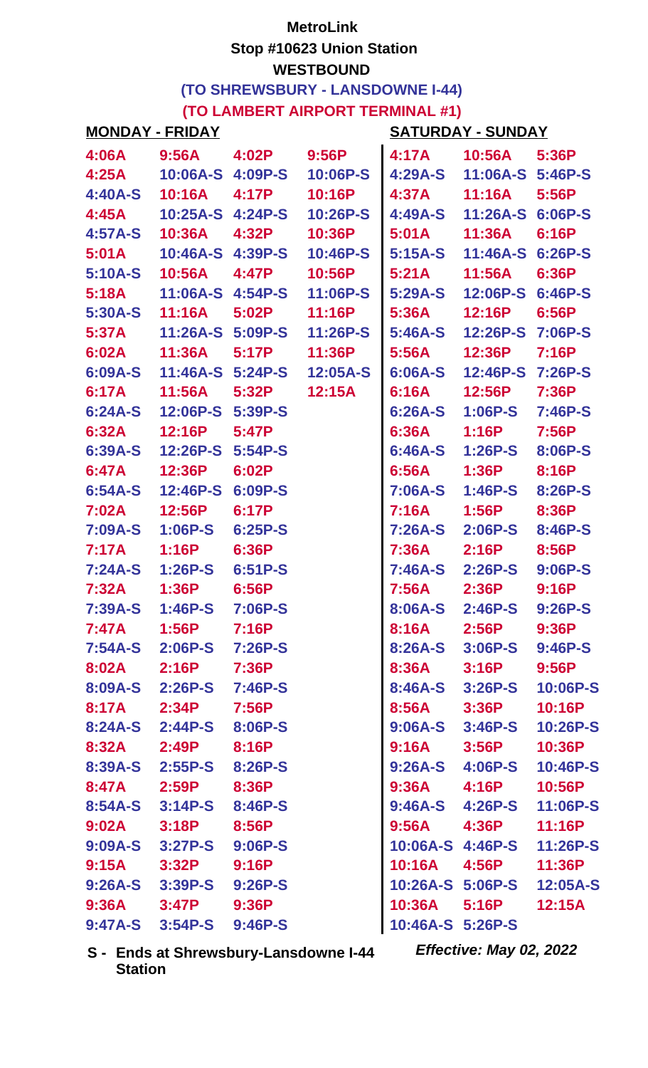**MetroLink**

**Stop #10623 Union Station**

**WESTBOUND**

**(TO SHREWSBURY - LANSDOWNE I-44)**

**(TO LAMBERT AIRPORT TERMINAL #1)**

**MONDAY - FRIDAY**

| | | | |
|---|---|---|---|
| 4:06A | 9:56A | 4:02P | 9:56P |
| 4:25A | 10:06A-S | 4:09P-S | 10:06P-S |
| 4:40A-S | 10:16A | 4:17P | 10:16P |
| 4:45A | 10:25A-S | 4:24P-S | 10:26P-S |
| 4:57A-S | 10:36A | 4:32P | 10:36P |
| 5:01A | 10:46A-S | 4:39P-S | 10:46P-S |
| 5:10A-S | 10:56A | 4:47P | 10:56P |
| 5:18A | 11:06A-S | 4:54P-S | 11:06P-S |
| 5:30A-S | 11:16A | 5:02P | 11:16P |
| 5:37A | 11:26A-S | 5:09P-S | 11:26P-S |
| 6:02A | 11:36A | 5:17P | 11:36P |
| 6:09A-S | 11:46A-S | 5:24P-S | 12:05A-S |
| 6:17A | 11:56A | 5:32P | 12:15A |
| 6:24A-S | 12:06P-S | 5:39P-S | |
| 6:32A | 12:16P | 5:47P | |
| 6:39A-S | 12:26P-S | 5:54P-S | |
| 6:47A | 12:36P | 6:02P | |
| 6:54A-S | 12:46P-S | 6:09P-S | |
| 7:02A | 12:56P | 6:17P | |
| 7:09A-S | 1:06P-S | 6:25P-S | |
| 7:17A | 1:16P | 6:36P | |
| 7:24A-S | 1:26P-S | 6:51P-S | |
| 7:32A | 1:36P | 6:56P | |
| 7:39A-S | 1:46P-S | 7:06P-S | |
| 7:47A | 1:56P | 7:16P | |
| 7:54A-S | 2:06P-S | 7:26P-S | |
| 8:02A | 2:16P | 7:36P | |
| 8:09A-S | 2:26P-S | 7:46P-S | |
| 8:17A | 2:34P | 7:56P | |
| 8:24A-S | 2:44P-S | 8:06P-S | |
| 8:32A | 2:49P | 8:16P | |
| 8:39A-S | 2:55P-S | 8:26P-S | |
| 8:47A | 2:59P | 8:36P | |
| 8:54A-S | 3:14P-S | 8:46P-S | |
| 9:02A | 3:18P | 8:56P | |
| 9:09A-S | 3:27P-S | 9:06P-S | |
| 9:15A | 3:32P | 9:16P | |
| 9:26A-S | 3:39P-S | 9:26P-S | |
| 9:36A | 3:47P | 9:36P | |
| 9:47A-S | 3:54P-S | 9:46P-S | |

**SATURDAY - SUNDAY**

| | | |
|---|---|---|
| 4:17A | 10:56A | 5:36P |
| 4:29A-S | 11:06A-S | 5:46P-S |
| 4:37A | 11:16A | 5:56P |
| 4:49A-S | 11:26A-S | 6:06P-S |
| 5:01A | 11:36A | 6:16P |
| 5:15A-S | 11:46A-S | 6:26P-S |
| 5:21A | 11:56A | 6:36P |
| 5:29A-S | 12:06P-S | 6:46P-S |
| 5:36A | 12:16P | 6:56P |
| 5:46A-S | 12:26P-S | 7:06P-S |
| 5:56A | 12:36P | 7:16P |
| 6:06A-S | 12:46P-S | 7:26P-S |
| 6:16A | 12:56P | 7:36P |
| 6:26A-S | 1:06P-S | 7:46P-S |
| 6:36A | 1:16P | 7:56P |
| 6:46A-S | 1:26P-S | 8:06P-S |
| 6:56A | 1:36P | 8:16P |
| 7:06A-S | 1:46P-S | 8:26P-S |
| 7:16A | 1:56P | 8:36P |
| 7:26A-S | 2:06P-S | 8:46P-S |
| 7:36A | 2:16P | 8:56P |
| 7:46A-S | 2:26P-S | 9:06P-S |
| 7:56A | 2:36P | 9:16P |
| 8:06A-S | 2:46P-S | 9:26P-S |
| 8:16A | 2:56P | 9:36P |
| 8:26A-S | 3:06P-S | 9:46P-S |
| 8:36A | 3:16P | 9:56P |
| 8:46A-S | 3:26P-S | 10:06P-S |
| 8:56A | 3:36P | 10:16P |
| 9:06A-S | 3:46P-S | 10:26P-S |
| 9:16A | 3:56P | 10:36P |
| 9:26A-S | 4:06P-S | 10:46P-S |
| 9:36A | 4:16P | 10:56P |
| 9:46A-S | 4:26P-S | 11:06P-S |
| 9:56A | 4:36P | 11:16P |
| 10:06A-S | 4:46P-S | 11:26P-S |
| 10:16A | 4:56P | 11:36P |
| 10:26A-S | 5:06P-S | 12:05A-S |
| 10:36A | 5:16P | 12:15A |
| 10:46A-S | 5:26P-S | |

**S - Ends at Shrewsbury-Lansdowne I-44 Station**

***Effective: May 02, 2022***